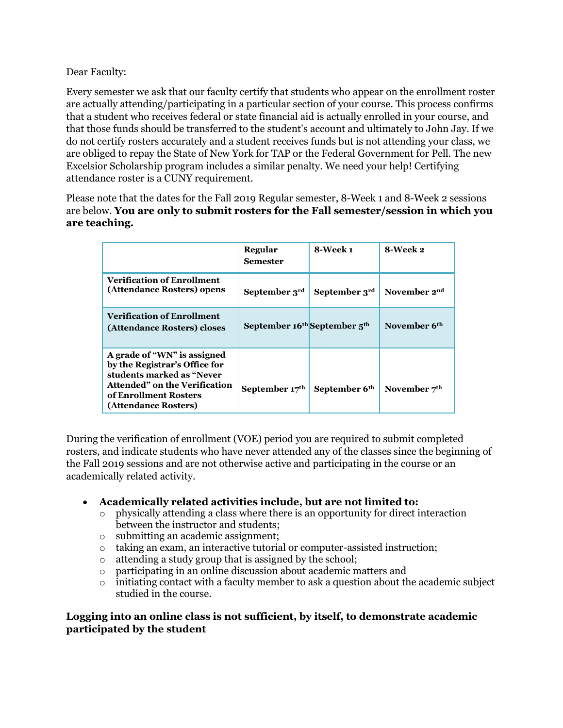Dear Faculty:

Every semester we ask that our faculty certify that students who appear on the enrollment roster are actually attending/participating in a particular section of your course. This process confirms that a student who receives federal or state financial aid is actually enrolled in your course, and that those funds should be transferred to the student's account and ultimately to John Jay. If we do not certify rosters accurately and a student receives funds but is not attending your class, we are obliged to repay the State of New York for TAP or the Federal Government for Pell. The new Excelsior Scholarship program includes a similar penalty. We need your help! Certifying attendance roster is a CUNY requirement.

Please note that the dates for the Fall 2019 Regular semester, 8-Week 1 and 8-Week 2 sessions are below. **You are only to submit rosters for the Fall semester/session in which you are teaching.**

| | **Regular Semester** | **8-Week 1** | **8-Week 2** |
|---|---|---|---|
| **Verification of Enrollment (Attendance Rosters) opens** | **September 3rd** | **September 3rd** | **November 2nd** |
| **Verification of Enrollment (Attendance Rosters) closes** | **September 16th** | **September 5th** | **November 6th** |
| **A grade of "WN" is assigned by the Registrar's Office for students marked as "Never Attended" on the Verification of Enrollment Rosters (Attendance Rosters)** | **September 17th** | **September 6th** | **November 7th** |

During the verification of enrollment (VOE) period you are required to submit completed rosters, and indicate students who have never attended any of the classes since the beginning of the Fall 2019 sessions and are not otherwise active and participating in the course or an academically related activity.

- **Academically related activities include, but are not limited to:**
  - physically attending a class where there is an opportunity for direct interaction between the instructor and students;
  - submitting an academic assignment;
  - taking an exam, an interactive tutorial or computer-assisted instruction;
  - attending a study group that is assigned by the school;
  - participating in an online discussion about academic matters and
  - initiating contact with a faculty member to ask a question about the academic subject studied in the course.

**Logging into an online class is not sufficient, by itself, to demonstrate academic participated by the student**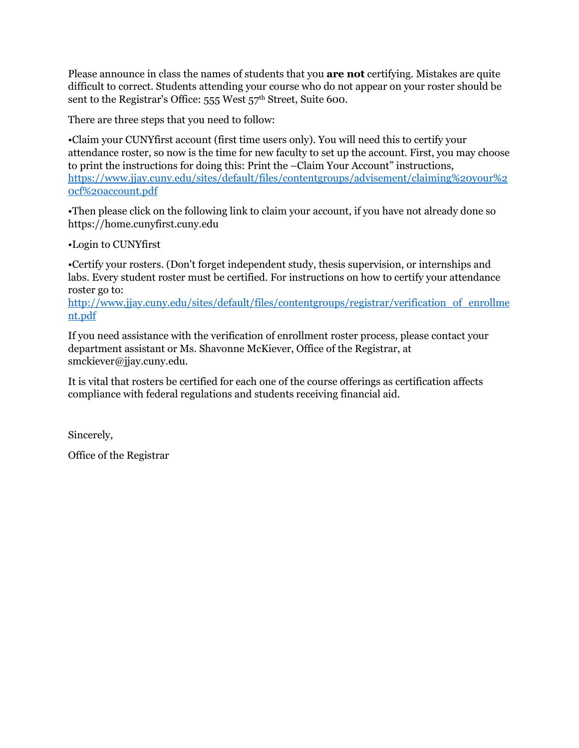Please announce in class the names of students that you **are not** certifying. Mistakes are quite difficult to correct. Students attending your course who do not appear on your roster should be sent to the Registrar's Office: 555 West 57th Street, Suite 600.

There are three steps that you need to follow:

•Claim your CUNYfirst account (first time users only). You will need this to certify your attendance roster, so now is the time for new faculty to set up the account. First, you may choose to print the instructions for doing this: Print the –Claim Your Account" instructions, https://www.jjay.cuny.edu/sites/default/files/contentgroups/advisement/claiming%20your%20cf%20account.pdf

•Then please click on the following link to claim your account, if you have not already done so https://home.cunyfirst.cuny.edu

•Login to CUNYfirst

•Certify your rosters. (Don't forget independent study, thesis supervision, or internships and labs. Every student roster must be certified. For instructions on how to certify your attendance roster go to: http://www.jjay.cuny.edu/sites/default/files/contentgroups/registrar/verification_of_enrollment.pdf

If you need assistance with the verification of enrollment roster process, please contact your department assistant or Ms. Shavonne McKiever, Office of the Registrar, at smckiever@jjay.cuny.edu.

It is vital that rosters be certified for each one of the course offerings as certification affects compliance with federal regulations and students receiving financial aid.

Sincerely,

Office of the Registrar